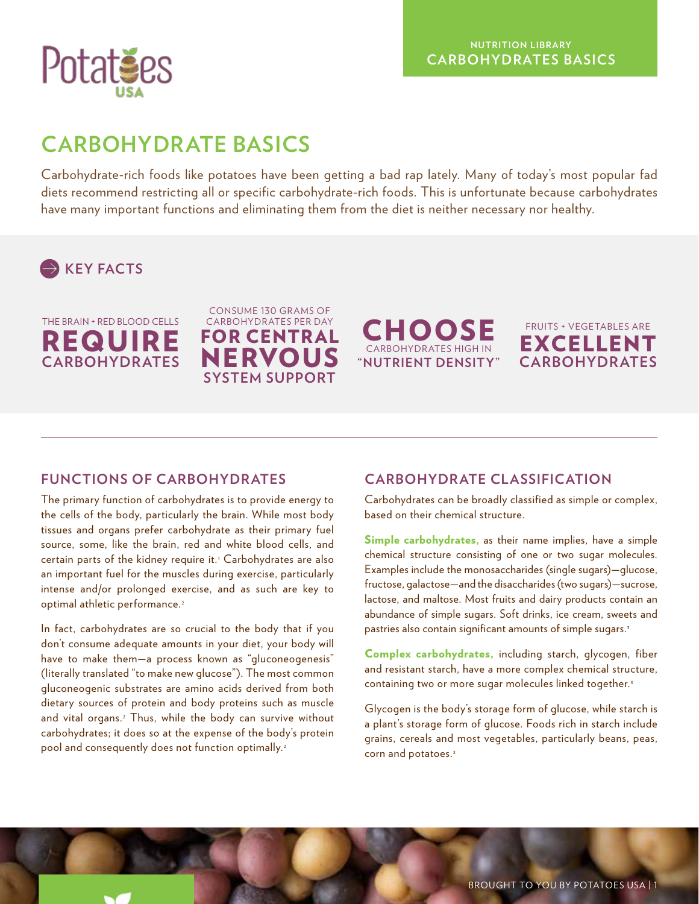NUTRITION LIBRARY
CARBOHYDRATES BASICS

# CARBOHYDRATE BASICS

Carbohydrate-rich foods like potatoes have been getting a bad rap lately. Many of today's most popular fad diets recommend restricting all or specific carbohydrate-rich foods. This is unfortunate because carbohydrates have many important functions and eliminating them from the diet is neither necessary nor healthy.

## KEY FACTS

- THE BRAIN + RED BLOOD CELLS **REQUIRE** CARBOHYDRATES
- CONSUME 130 GRAMS OF CARBOHYDRATES PER DAY **FOR CENTRAL NERVOUS** SYSTEM SUPPORT
- **CHOOSE** CARBOHYDRATES HIGH IN "NUTRIENT DENSITY"
- FRUITS + VEGETABLES ARE **EXCELLENT** CARBOHYDRATES

## FUNCTIONS OF CARBOHYDRATES

The primary function of carbohydrates is to provide energy to the cells of the body, particularly the brain. While most body tissues and organs prefer carbohydrate as their primary fuel source, some, like the brain, red and white blood cells, and certain parts of the kidney require it.[1] Carbohydrates are also an important fuel for the muscles during exercise, particularly intense and/or prolonged exercise, and as such are key to optimal athletic performance.[2]

In fact, carbohydrates are so crucial to the body that if you don't consume adequate amounts in your diet, your body will have to make them—a process known as "gluconeogenesis" (literally translated "to make new glucose"). The most common gluconeogenic substrates are amino acids derived from both dietary sources of protein and body proteins such as muscle and vital organs.[2] Thus, while the body can survive without carbohydrates; it does so at the expense of the body's protein pool and consequently does not function optimally.[2]

## CARBOHYDRATE CLASSIFICATION

Carbohydrates can be broadly classified as simple or complex, based on their chemical structure.

**Simple carbohydrates,** as their name implies, have a simple chemical structure consisting of one or two sugar molecules. Examples include the monosaccharides (single sugars)—glucose, fructose, galactose—and the disaccharides (two sugars)—sucrose, lactose, and maltose. Most fruits and dairy products contain an abundance of simple sugars. Soft drinks, ice cream, sweets and pastries also contain significant amounts of simple sugars.[3]

**Complex carbohydrates,** including starch, glycogen, fiber and resistant starch, have a more complex chemical structure, containing two or more sugar molecules linked together.[3]

Glycogen is the body's storage form of glucose, while starch is a plant's storage form of glucose. Foods rich in starch include grains, cereals and most vegetables, particularly beans, peas, corn and potatoes.[3]

BROUGHT TO YOU BY POTATOES USA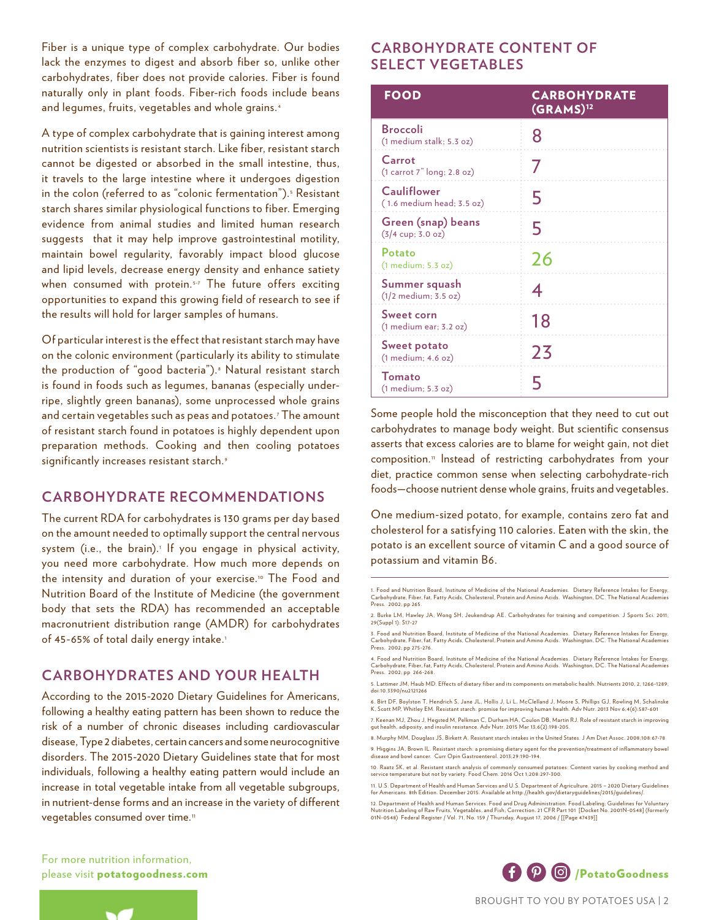Fiber is a unique type of complex carbohydrate. Our bodies lack the enzymes to digest and absorb fiber so, unlike other carbohydrates, fiber does not provide calories. Fiber is found naturally only in plant foods. Fiber-rich foods include beans and legumes, fruits, vegetables and whole grains.[4]

A type of complex carbohydrate that is gaining interest among nutrition scientists is resistant starch. Like fiber, resistant starch cannot be digested or absorbed in the small intestine, thus, it travels to the large intestine where it undergoes digestion in the colon (referred to as "colonic fermentation").[5] Resistant starch shares similar physiological functions to fiber. Emerging evidence from animal studies and limited human research suggests that it may help improve gastrointestinal motility, maintain bowel regularity, favorably impact blood glucose and lipid levels, decrease energy density and enhance satiety when consumed with protein.[5-7] The future offers exciting opportunities to expand this growing field of research to see if the results will hold for larger samples of humans.

Of particular interest is the effect that resistant starch may have on the colonic environment (particularly its ability to stimulate the production of "good bacteria").[8] Natural resistant starch is found in foods such as legumes, bananas (especially under-ripe, slightly green bananas), some unprocessed whole grains and certain vegetables such as peas and potatoes.[7] The amount of resistant starch found in potatoes is highly dependent upon preparation methods. Cooking and then cooling potatoes significantly increases resistant starch.[9]

## CARBOHYDRATE RECOMMENDATIONS

The current RDA for carbohydrates is 130 grams per day based on the amount needed to optimally support the central nervous system (i.e., the brain).[1] If you engage in physical activity, you need more carbohydrate. How much more depends on the intensity and duration of your exercise.[10] The Food and Nutrition Board of the Institute of Medicine (the government body that sets the RDA) has recommended an acceptable macronutrient distribution range (AMDR) for carbohydrates of 45-65% of total daily energy intake.[1]

## CARBOHYDRATES AND YOUR HEALTH

According to the 2015-2020 Dietary Guidelines for Americans, following a healthy eating pattern has been shown to reduce the risk of a number of chronic diseases including cardiovascular disease, Type 2 diabetes, certain cancers and some neurocognitive disorders. The 2015-2020 Dietary Guidelines state that for most individuals, following a healthy eating pattern would include an increase in total vegetable intake from all vegetable subgroups, in nutrient-dense forms and an increase in the variety of different vegetables consumed over time.[11]

## CARBOHYDRATE CONTENT OF SELECT VEGETABLES

| FOOD | CARBOHYDRATE (GRAMS)[12] |
|---|---|
| Broccoli (1 medium stalk; 5.3 oz) | 8 |
| Carrot (1 carrot 7" long; 2.8 oz) | 7 |
| Cauliflower ( 1.6 medium head; 3.5 oz) | 5 |
| Green (snap) beans (3/4 cup; 3.0 oz) | 5 |
| Potato (1 medium; 5.3 oz) | 26 |
| Summer squash (1/2 medium; 3.5 oz) | 4 |
| Sweet corn (1 medium ear; 3.2 oz) | 18 |
| Sweet potato (1 medium; 4.6 oz) | 23 |
| Tomato (1 medium; 5.3 oz) | 5 |

Some people hold the misconception that they need to cut out carbohydrates to manage body weight. But scientific consensus asserts that excess calories are to blame for weight gain, not diet composition.[11] Instead of restricting carbohydrates from your diet, practice common sense when selecting carbohydrate-rich foods—choose nutrient dense whole grains, fruits and vegetables.

One medium-sized potato, for example, contains zero fat and cholesterol for a satisfying 110 calories. Eaten with the skin, the potato is an excellent source of vitamin C and a good source of potassium and vitamin B6.

1. Food and Nutrition Board, Institute of Medicine of the National Academies. Dietary Reference Intakes for Energy, Carbohydrate, Fiber, Fat, Fatty Acids, Cholesterol, Protein and Amino Acids. Washington, DC. The National Academies Press. 2002; pp 265.

2. Burke LM, Hawley JA, Wong SH, Jeukendrup AE. Carbohydrates for training and competition. J Sports Sci. 2011; 29(Suppl 1): S17-27

3. Food and Nutrition Board, Institute of Medicine of the National Academies. Dietary Reference Intakes for Energy, Carbohydrate, Fiber, Fat, Fatty Acids, Cholesterol, Protein and Amino Acids. Washington, DC. The National Academies Press. 2002; pp 275-276.

4. Food and Nutrition Board, Institute of Medicine of the National Academies. Dietary Reference Intakes for Energy, Carbohydrate, Fiber, Fat, Fatty Acids, Cholesterol, Protein and Amino Acids. Washington, DC. The National Academies Press. 2002; pp 266-268.

5. Lattimer JM, Haub MD. Effects of dietary fiber and its components on metabolic health. Nutrients 2010, 2, 1266-1289; doi:10.3390/nu2121266

6. Birt DF, Boylston T, Hendrich S, Jane JL, Hollis J, Li L, McClelland J, Moore S, Phillips GJ, Rowling M, Schalinske K, Scott MP, Whitley EM. Resistant starch: promise for improving human health. Adv Nutr. 2013 Nov 6;4(6):587-601

7. Keenan MJ, Zhou J, Hegsted M, Pelkman C, Durham HA, Coulon DB, Martin RJ. Role of resistant starch in improving gut health, adiposity, and insulin resistance. Adv Nutr. 2015 Mar 13;6(2):198-205.

8. Murphy MM, Douglass JS, Birkett A. Resistant starch intakes in the United States. J Am Diet Assoc. 2008;108:67-78

9. Higgins JA, Brown IL. Resistant starch: a promising dietary agent for the prevention/treatment of inflammatory bowel disease and bowel cancer. Curr Opin Gastroenterol. 2013;29:190-194.

10. Raatz SK, et al. Resistant starch analysis of commonly consumed potatoes: Content varies by cooking method and service temperature but not by variety. Food Chem. 2016 Oct 1;208:297-300.

11. U.S. Department of Health and Human Services and U.S. Department of Agriculture. 2015 – 2020 Dietary Guidelines for Americans. 8th Edition. December 2015. Available at http://health.gov/dietaryguidelines/2015/guidelines/.

12. Department of Health and Human Services. Food and Drug Administration. Food Labeling; Guidelines for Voluntary Nutrition Labeling of Raw Fruits, Vegetables, and Fish; Correction. 21 CFR Part 101 [Docket No. 2001N-0548] (formerly 01N-0548) Federal Register / Vol. 71, No. 159 / Thursday, August 17, 2006 / [[Page 47439]]

For more nutrition information, please visit **potatogoodness.com**

/PotatoGoodness

BROUGHT TO YOU BY POTATOES USA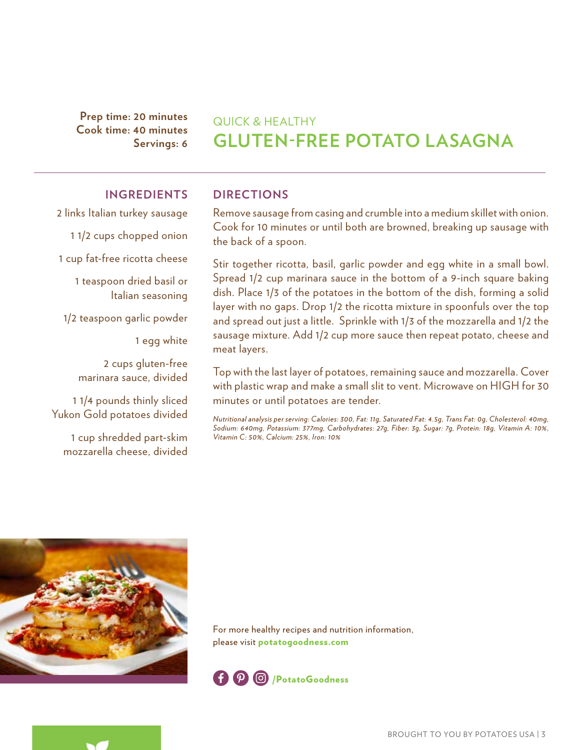Prep time: 20 minutes
Cook time: 40 minutes
Servings: 6

QUICK & HEALTHY

# GLUTEN-FREE POTATO LASAGNA

## INGREDIENTS

- 2 links Italian turkey sausage
- 1 1/2 cups chopped onion
- 1 cup fat-free ricotta cheese
- 1 teaspoon dried basil or Italian seasoning
- 1/2 teaspoon garlic powder
- 1 egg white
- 2 cups gluten-free marinara sauce, divided
- 1 1/4 pounds thinly sliced Yukon Gold potatoes divided
- 1 cup shredded part-skim mozzarella cheese, divided

## DIRECTIONS

Remove sausage from casing and crumble into a medium skillet with onion. Cook for 10 minutes or until both are browned, breaking up sausage with the back of a spoon.

Stir together ricotta, basil, garlic powder and egg white in a small bowl. Spread 1/2 cup marinara sauce in the bottom of a 9-inch square baking dish. Place 1/3 of the potatoes in the bottom of the dish, forming a solid layer with no gaps. Drop 1/2 the ricotta mixture in spoonfuls over the top and spread out just a little. Sprinkle with 1/3 of the mozzarella and 1/2 the sausage mixture. Add 1/2 cup more sauce then repeat potato, cheese and meat layers.

Top with the last layer of potatoes, remaining sauce and mozzarella. Cover with plastic wrap and make a small slit to vent. Microwave on HIGH for 30 minutes or until potatoes are tender.

*Nutritional analysis per serving: Calories: 300, Fat: 11g, Saturated Fat: 4.5g, Trans Fat: 0g, Cholesterol: 40mg, Sodium: 640mg, Potassium: 377mg, Carbohydrates: 27g, Fiber: 3g, Sugar: 7g, Protein: 18g, Vitamin A: 10%, Vitamin C: 50%, Calcium: 25%, Iron: 10%*

For more healthy recipes and nutrition information, please visit **potatogoodness.com**

**/PotatoGoodness**

BROUGHT TO YOU BY POTATOES USA